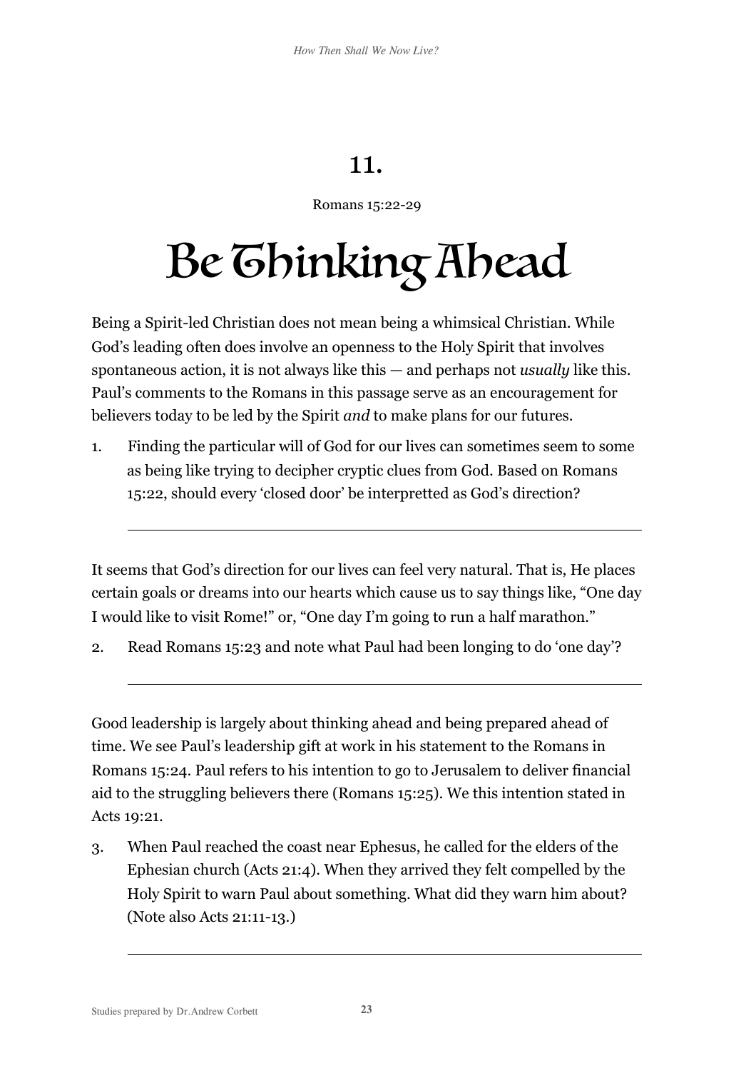# 11.

Romans 15:22-29

# Be Thinking Ahead

Being a Spirit-led Christian does not mean being a whimsical Christian. While God's leading often does involve an openness to the Holy Spirit that involves spontaneous action, it is not always like this — and perhaps not *usually* like this. Paul's comments to the Romans in this passage serve as an encouragement for believers today to be led by the Spirit *and* to make plans for our futures.

1. Finding the particular will of God for our lives can sometimes seem to some as being like trying to decipher cryptic clues from God. Based on Romans 15:22, should every 'closed door' be interpretted as God's direction?

---

It seems that God's direction for our lives can feel very natural. That is, He places certain goals or dreams into our hearts which cause us to say things like, "One day I would like to visit Rome!" or, "One day I'm going to run a half marathon."

2. Read Romans 15:23 and note what Paul had been longing to do 'one day'?

---

Good leadership is largely about thinking ahead and being prepared ahead of time. We see Paul's leadership gift at work in his statement to the Romans in Romans 15:24. Paul refers to his intention to go to Jerusalem to deliver financial aid to the struggling believers there (Romans 15:25). We this intention stated in Acts 19:21.

3. When Paul reached the coast near Ephesus, he called for the elders of the Ephesian church (Acts 21:4). When they arrived they felt compelled by the Holy Spirit to warn Paul about something. What did they warn him about? (Note also Acts 21:11-13.)

---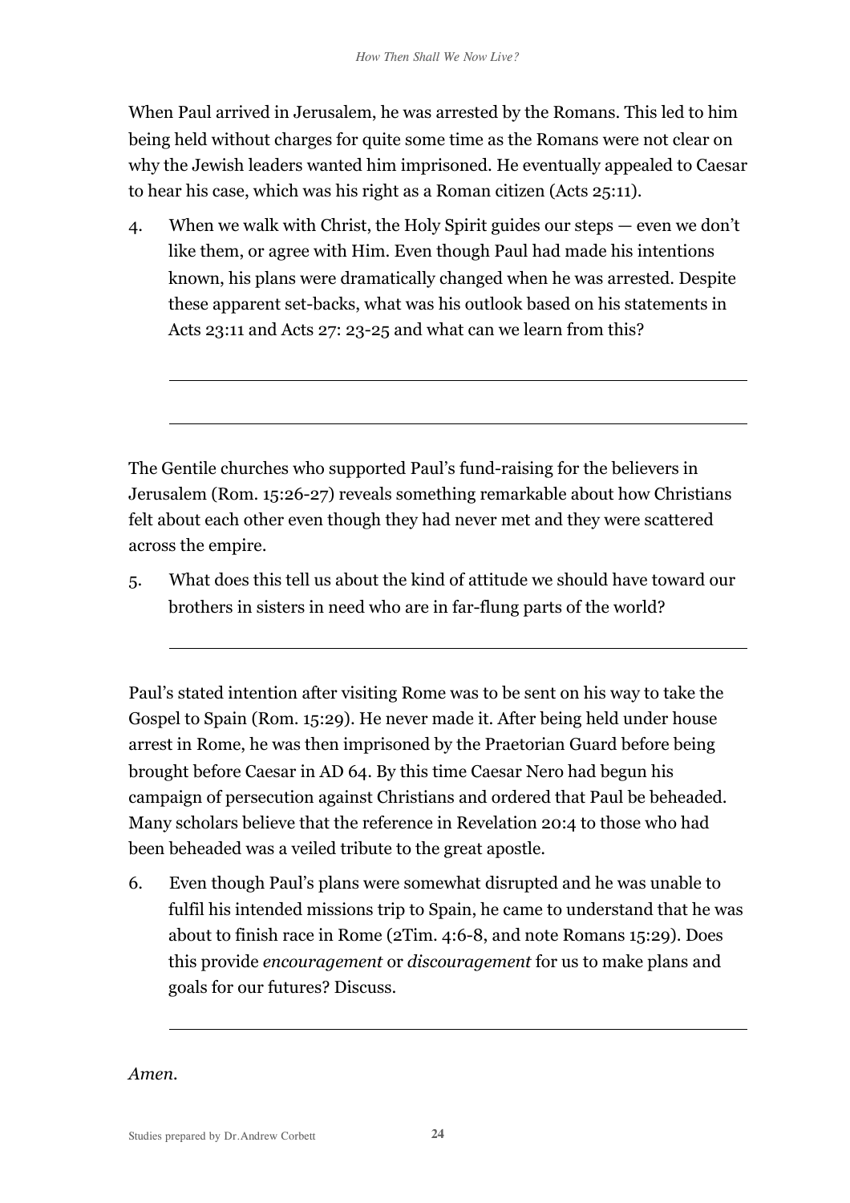When Paul arrived in Jerusalem, he was arrested by the Romans. This led to him being held without charges for quite some time as the Romans were not clear on why the Jewish leaders wanted him imprisoned. He eventually appealed to Caesar to hear his case, which was his right as a Roman citizen (Acts 25:11).

4. When we walk with Christ, the Holy Spirit guides our steps — even we don't like them, or agree with Him. Even though Paul had made his intentions known, his plans were dramatically changed when he was arrested. Despite these apparent set-backs, what was his outlook based on his statements in Acts 23:11 and Acts 27: 23-25 and what can we learn from this?

The Gentile churches who supported Paul's fund-raising for the believers in Jerusalem (Rom. 15:26-27) reveals something remarkable about how Christians felt about each other even though they had never met and they were scattered across the empire.

5. What does this tell us about the kind of attitude we should have toward our brothers in sisters in need who are in far-flung parts of the world?

Paul's stated intention after visiting Rome was to be sent on his way to take the Gospel to Spain (Rom. 15:29). He never made it. After being held under house arrest in Rome, he was then imprisoned by the Praetorian Guard before being brought before Caesar in AD 64. By this time Caesar Nero had begun his campaign of persecution against Christians and ordered that Paul be beheaded. Many scholars believe that the reference in Revelation 20:4 to those who had been beheaded was a veiled tribute to the great apostle.

6. Even though Paul's plans were somewhat disrupted and he was unable to fulfil his intended missions trip to Spain, he came to understand that he was about to finish race in Rome (2Tim. 4:6-8, and note Romans 15:29). Does this provide *encouragement* or *discouragement* for us to make plans and goals for our futures? Discuss.

*Amen.*

Studies prepared by Dr. Andrew Corbett